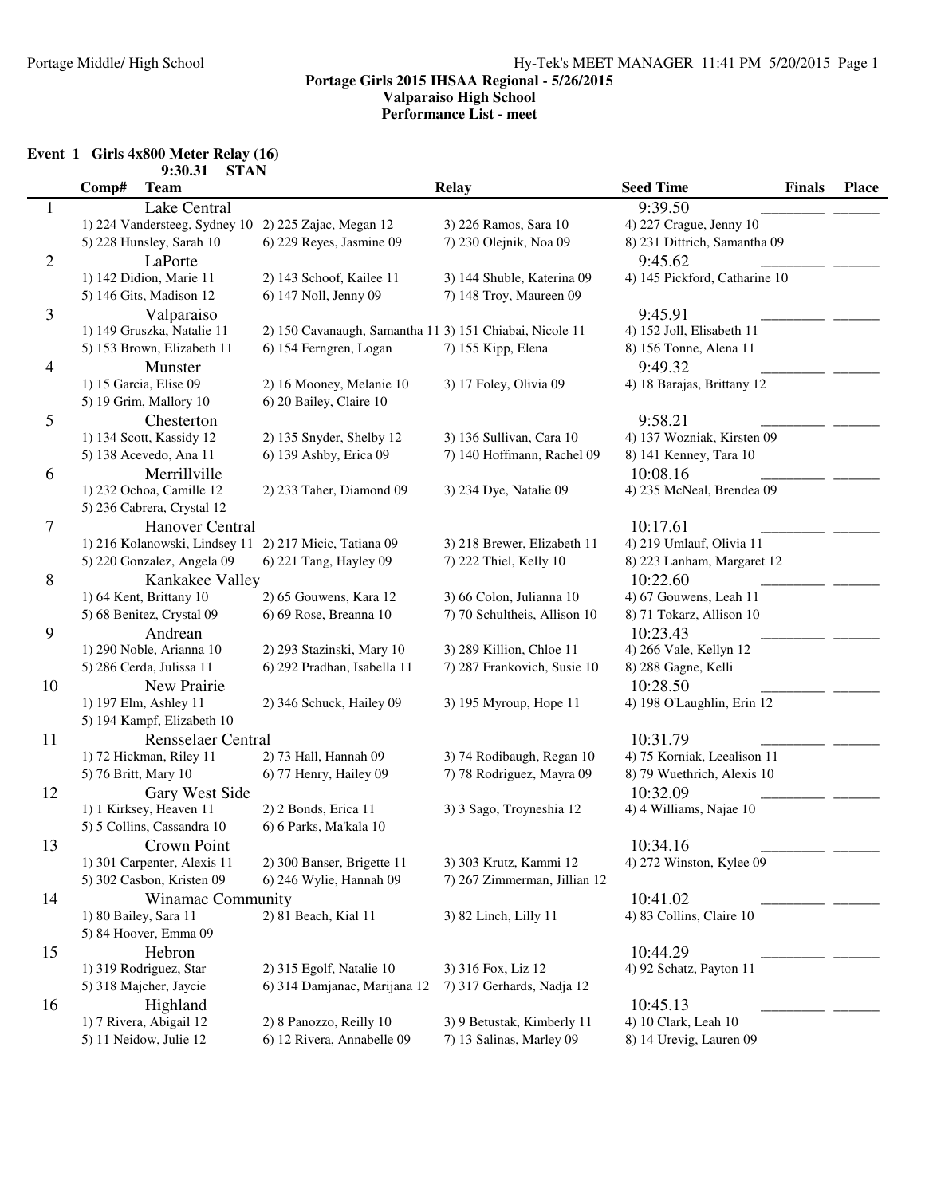Portage Middle/ High School

**Portage Girls 2015 IHSAA Regional - 5/26/2015**
**Valparaiso High School**
**Performance List - meet**

**Event 1 Girls 4x800 Meter Relay (16)**
**9:30.31 STAN**

| Comp# | Team | Relay | | Seed Time | Finals | Place |
|---|---|---|---|---|---|---|
| 1 | Lake Central | | | 9:39.50 | ________ | ______ |
| | 1) 224 Vandersteeg, Sydney 10 | 2) 225 Zajac, Megan 12 | 3) 226 Ramos, Sara 10 | 4) 227 Crague, Jenny 10 | | |
| | 5) 228 Hunsley, Sarah 10 | 6) 229 Reyes, Jasmine 09 | 7) 230 Olejnik, Noa 09 | 8) 231 Dittrich, Samantha 09 | | |
| 2 | LaPorte | | | 9:45.62 | ________ | ______ |
| | 1) 142 Didion, Marie 11 | 2) 143 Schoof, Kailee 11 | 3) 144 Shuble, Katerina 09 | 4) 145 Pickford, Catharine 10 | | |
| | 5) 146 Gits, Madison 12 | 6) 147 Noll, Jenny 09 | 7) 148 Troy, Maureen 09 | | | |
| 3 | Valparaiso | | | 9:45.91 | ________ | ______ |
| | 1) 149 Gruszka, Natalie 11 | 2) 150 Cavanaugh, Samantha 11 | 3) 151 Chiabai, Nicole 11 | 4) 152 Joll, Elisabeth 11 | | |
| | 5) 153 Brown, Elizabeth 11 | 6) 154 Ferngren, Logan | 7) 155 Kipp, Elena | 8) 156 Tonne, Alena 11 | | |
| 4 | Munster | | | 9:49.32 | ________ | ______ |
| | 1) 15 Garcia, Elise 09 | 2) 16 Mooney, Melanie 10 | 3) 17 Foley, Olivia 09 | 4) 18 Barajas, Brittany 12 | | |
| | 5) 19 Grim, Mallory 10 | 6) 20 Bailey, Claire 10 | | | | |
| 5 | Chesterton | | | 9:58.21 | ________ | ______ |
| | 1) 134 Scott, Kassidy 12 | 2) 135 Snyder, Shelby 12 | 3) 136 Sullivan, Cara 10 | 4) 137 Wozniak, Kirsten 09 | | |
| | 5) 138 Acevedo, Ana 11 | 6) 139 Ashby, Erica 09 | 7) 140 Hoffmann, Rachel 09 | 8) 141 Kenney, Tara 10 | | |
| 6 | Merrillville | | | 10:08.16 | ________ | ______ |
| | 1) 232 Ochoa, Camille 12 | 2) 233 Taher, Diamond 09 | 3) 234 Dye, Natalie 09 | 4) 235 McNeal, Brendea 09 | | |
| | 5) 236 Cabrera, Crystal 12 | | | | | |
| 7 | Hanover Central | | | 10:17.61 | ________ | ______ |
| | 1) 216 Kolanowski, Lindsey 11 | 2) 217 Micic, Tatiana 09 | 3) 218 Brewer, Elizabeth 11 | 4) 219 Umlauf, Olivia 11 | | |
| | 5) 220 Gonzalez, Angela 09 | 6) 221 Tang, Hayley 09 | 7) 222 Thiel, Kelly 10 | 8) 223 Lanham, Margaret 12 | | |
| 8 | Kankakee Valley | | | 10:22.60 | ________ | ______ |
| | 1) 64 Kent, Brittany 10 | 2) 65 Gouwens, Kara 12 | 3) 66 Colon, Julianna 10 | 4) 67 Gouwens, Leah 11 | | |
| | 5) 68 Benitez, Crystal 09 | 6) 69 Rose, Breanna 10 | 7) 70 Schultheis, Allison 10 | 8) 71 Tokarz, Allison 10 | | |
| 9 | Andrean | | | 10:23.43 | ________ | ______ |
| | 1) 290 Noble, Arianna 10 | 2) 293 Stazinski, Mary 10 | 3) 289 Killion, Chloe 11 | 4) 266 Vale, Kellyn 12 | | |
| | 5) 286 Cerda, Julissa 11 | 6) 292 Pradhan, Isabella 11 | 7) 287 Frankovich, Susie 10 | 8) 288 Gagne, Kelli | | |
| 10 | New Prairie | | | 10:28.50 | ________ | ______ |
| | 1) 197 Elm, Ashley 11 | 2) 346 Schuck, Hailey 09 | 3) 195 Myroup, Hope 11 | 4) 198 O'Laughlin, Erin 12 | | |
| | 5) 194 Kampf, Elizabeth 10 | | | | | |
| 11 | Rensselaer Central | | | 10:31.79 | ________ | ______ |
| | 1) 72 Hickman, Riley 11 | 2) 73 Hall, Hannah 09 | 3) 74 Rodibaugh, Regan 10 | 4) 75 Korniak, Leealison 11 | | |
| | 5) 76 Britt, Mary 10 | 6) 77 Henry, Hailey 09 | 7) 78 Rodriguez, Mayra 09 | 8) 79 Wuethrich, Alexis 10 | | |
| 12 | Gary West Side | | | 10:32.09 | ________ | ______ |
| | 1) 1 Kirksey, Heaven 11 | 2) 2 Bonds, Erica 11 | 3) 3 Sago, Troyneshia 12 | 4) 4 Williams, Najae 10 | | |
| | 5) 5 Collins, Cassandra 10 | 6) 6 Parks, Ma'kala 10 | | | | |
| 13 | Crown Point | | | 10:34.16 | ________ | ______ |
| | 1) 301 Carpenter, Alexis 11 | 2) 300 Banser, Brigette 11 | 3) 303 Krutz, Kammi 12 | 4) 272 Winston, Kylee 09 | | |
| | 5) 302 Casbon, Kristen 09 | 6) 246 Wylie, Hannah 09 | 7) 267 Zimmerman, Jillian 12 | | | |
| 14 | Winamac Community | | | 10:41.02 | ________ | ______ |
| | 1) 80 Bailey, Sara 11 | 2) 81 Beach, Kial 11 | 3) 82 Linch, Lilly 11 | 4) 83 Collins, Claire 10 | | |
| | 5) 84 Hoover, Emma 09 | | | | | |
| 15 | Hebron | | | 10:44.29 | ________ | ______ |
| | 1) 319 Rodriguez, Star | 2) 315 Egolf, Natalie 10 | 3) 316 Fox, Liz 12 | 4) 92 Schatz, Payton 11 | | |
| | 5) 318 Majcher, Jaycie | 6) 314 Damjanac, Marijana 12 | 7) 317 Gerhards, Nadja 12 | | | |
| 16 | Highland | | | 10:45.13 | ________ | ______ |
| | 1) 7 Rivera, Abigail 12 | 2) 8 Panozzo, Reilly 10 | 3) 9 Betustak, Kimberly 11 | 4) 10 Clark, Leah 10 | | |
| | 5) 11 Neidow, Julie 12 | 6) 12 Rivera, Annabelle 09 | 7) 13 Salinas, Marley 09 | 8) 14 Urevig, Lauren 09 | | |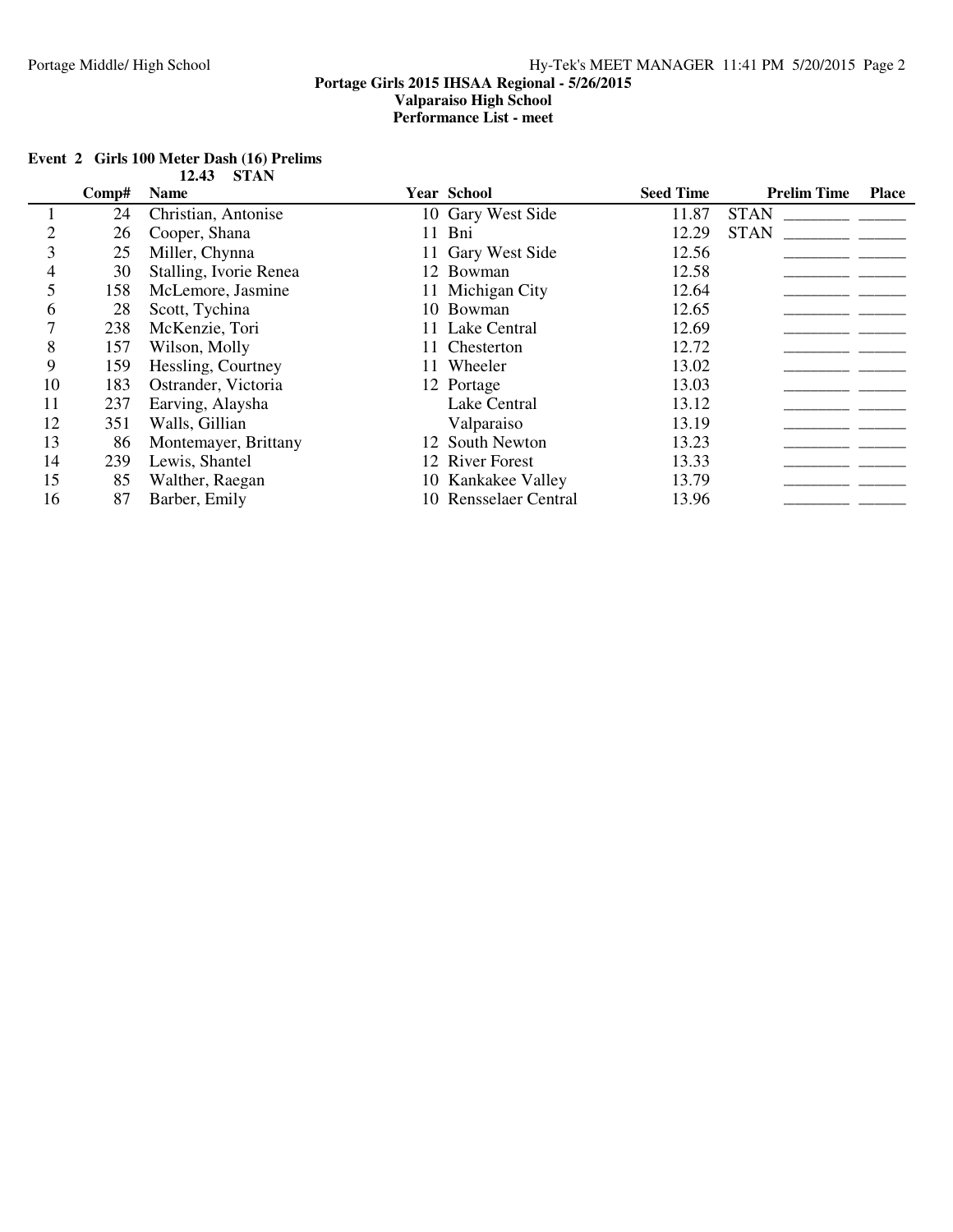**Portage Girls 2015 IHSAA Regional - 5/26/2015**
**Valparaiso High School**
**Performance List - meet**

### Event 2 Girls 100 Meter Dash (16) Prelims

**12.43 STAN**

| | Comp# | Name | Year | School | Seed Time | | Prelim Time | Place |
|---|---|---|---|---|---|---|---|---|
| 1 | 24 | Christian, Antonise | 10 | Gary West Side | 11.87 | STAN | ________ | ______ |
| 2 | 26 | Cooper, Shana | 11 | Bni | 12.29 | STAN | ________ | ______ |
| 3 | 25 | Miller, Chynna | 11 | Gary West Side | 12.56 | | ________ | ______ |
| 4 | 30 | Stalling, Ivorie Renea | 12 | Bowman | 12.58 | | ________ | ______ |
| 5 | 158 | McLemore, Jasmine | 11 | Michigan City | 12.64 | | ________ | ______ |
| 6 | 28 | Scott, Tychina | 10 | Bowman | 12.65 | | ________ | ______ |
| 7 | 238 | McKenzie, Tori | 11 | Lake Central | 12.69 | | ________ | ______ |
| 8 | 157 | Wilson, Molly | 11 | Chesterton | 12.72 | | ________ | ______ |
| 9 | 159 | Hessling, Courtney | 11 | Wheeler | 13.02 | | ________ | ______ |
| 10 | 183 | Ostrander, Victoria | 12 | Portage | 13.03 | | ________ | ______ |
| 11 | 237 | Earving, Alaysha | | Lake Central | 13.12 | | ________ | ______ |
| 12 | 351 | Walls, Gillian | | Valparaiso | 13.19 | | ________ | ______ |
| 13 | 86 | Montemayer, Brittany | 12 | South Newton | 13.23 | | ________ | ______ |
| 14 | 239 | Lewis, Shantel | 12 | River Forest | 13.33 | | ________ | ______ |
| 15 | 85 | Walther, Raegan | 10 | Kankakee Valley | 13.79 | | ________ | ______ |
| 16 | 87 | Barber, Emily | 10 | Rensselaer Central | 13.96 | | ________ | ______ |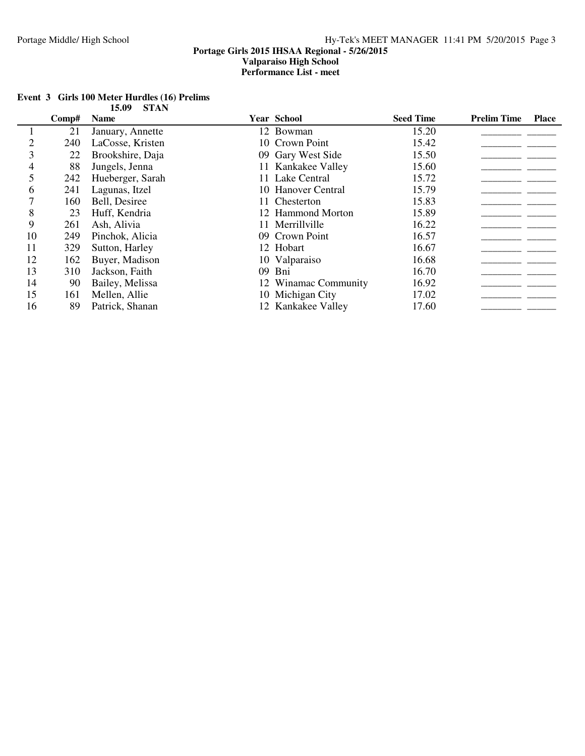**Portage Girls 2015 IHSAA Regional - 5/26/2015**
**Valparaiso High School**
**Performance List - meet**

## Event 3 Girls 100 Meter Hurdles (16) Prelims

**15.09 STAN**

| | Comp# | Name | Year | School | Seed Time | Prelim Time | Place |
|---|---|---|---|---|---|---|---|
| 1 | 21 | January, Annette | 12 | Bowman | 15.20 | ________ | ______ |
| 2 | 240 | LaCosse, Kristen | 10 | Crown Point | 15.42 | ________ | ______ |
| 3 | 22 | Brookshire, Daja | 09 | Gary West Side | 15.50 | ________ | ______ |
| 4 | 88 | Jungels, Jenna | 11 | Kankakee Valley | 15.60 | ________ | ______ |
| 5 | 242 | Hueberger, Sarah | 11 | Lake Central | 15.72 | ________ | ______ |
| 6 | 241 | Lagunas, Itzel | 10 | Hanover Central | 15.79 | ________ | ______ |
| 7 | 160 | Bell, Desiree | 11 | Chesterton | 15.83 | ________ | ______ |
| 8 | 23 | Huff, Kendria | 12 | Hammond Morton | 15.89 | ________ | ______ |
| 9 | 261 | Ash, Alivia | 11 | Merrillville | 16.22 | ________ | ______ |
| 10 | 249 | Pinchok, Alicia | 09 | Crown Point | 16.57 | ________ | ______ |
| 11 | 329 | Sutton, Harley | 12 | Hobart | 16.67 | ________ | ______ |
| 12 | 162 | Buyer, Madison | 10 | Valparaiso | 16.68 | ________ | ______ |
| 13 | 310 | Jackson, Faith | 09 | Bni | 16.70 | ________ | ______ |
| 14 | 90 | Bailey, Melissa | 12 | Winamac Community | 16.92 | ________ | ______ |
| 15 | 161 | Mellen, Allie | 10 | Michigan City | 17.02 | ________ | ______ |
| 16 | 89 | Patrick, Shanan | 12 | Kankakee Valley | 17.60 | ________ | ______ |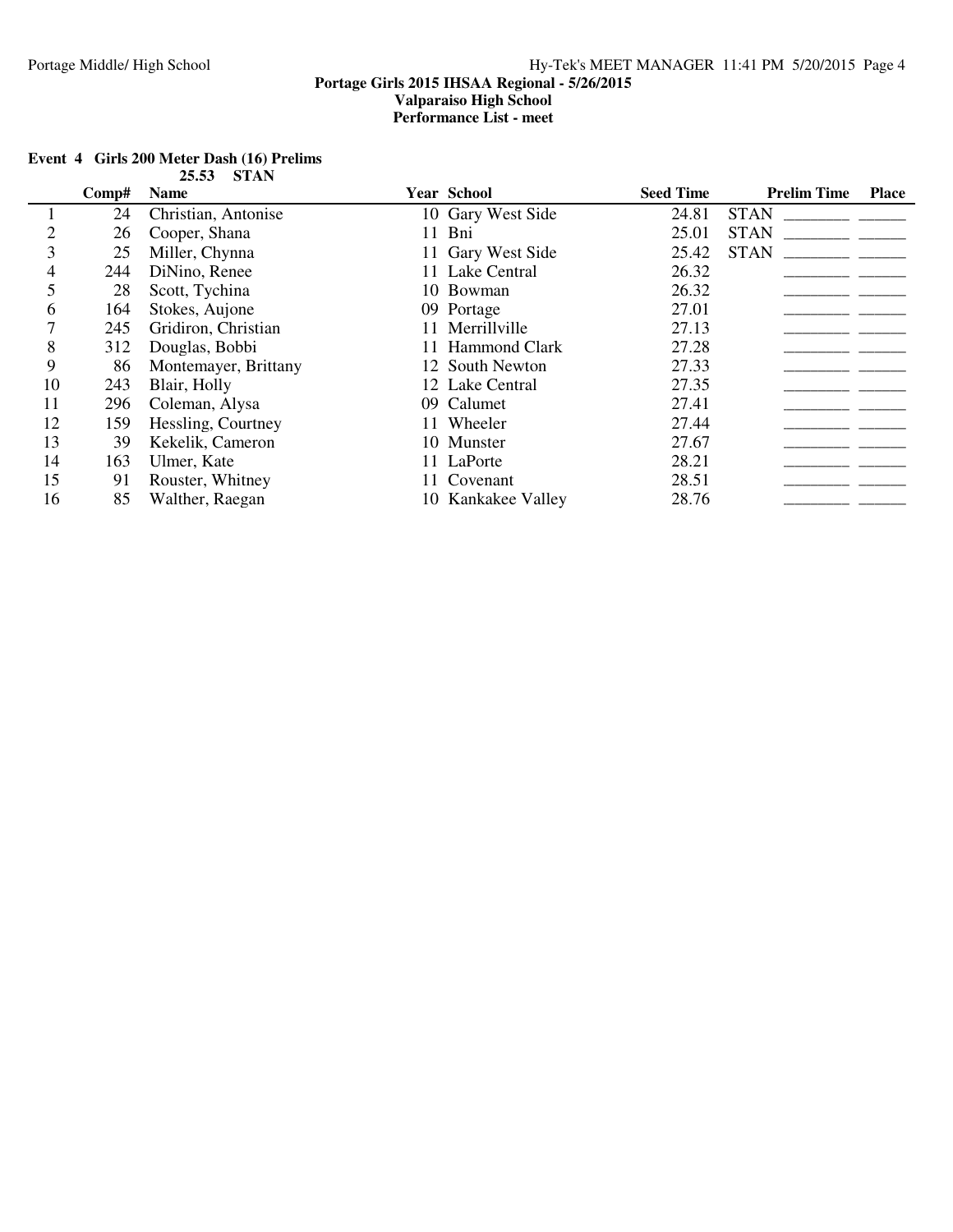**Portage Girls 2015 IHSAA Regional - 5/26/2015**
**Valparaiso High School**
**Performance List - meet**

### Event 4 Girls 200 Meter Dash (16) Prelims

**25.53 STAN**

| | Comp# | Name | Year | School | Seed Time | Prelim Time | Place |
|---|---|---|---|---|---|---|---|
| 1 | 24 | Christian, Antonise | 10 | Gary West Side | 24.81 | STAN ________ | ______ |
| 2 | 26 | Cooper, Shana | 11 | Bni | 25.01 | STAN ________ | ______ |
| 3 | 25 | Miller, Chynna | 11 | Gary West Side | 25.42 | STAN ________ | ______ |
| 4 | 244 | DiNino, Renee | 11 | Lake Central | 26.32 | ________ | ______ |
| 5 | 28 | Scott, Tychina | 10 | Bowman | 26.32 | ________ | ______ |
| 6 | 164 | Stokes, Aujone | 09 | Portage | 27.01 | ________ | ______ |
| 7 | 245 | Gridiron, Christian | 11 | Merrillville | 27.13 | ________ | ______ |
| 8 | 312 | Douglas, Bobbi | 11 | Hammond Clark | 27.28 | ________ | ______ |
| 9 | 86 | Montemayer, Brittany | 12 | South Newton | 27.33 | ________ | ______ |
| 10 | 243 | Blair, Holly | 12 | Lake Central | 27.35 | ________ | ______ |
| 11 | 296 | Coleman, Alysa | 09 | Calumet | 27.41 | ________ | ______ |
| 12 | 159 | Hessling, Courtney | 11 | Wheeler | 27.44 | ________ | ______ |
| 13 | 39 | Kekelik, Cameron | 10 | Munster | 27.67 | ________ | ______ |
| 14 | 163 | Ulmer, Kate | 11 | LaPorte | 28.21 | ________ | ______ |
| 15 | 91 | Rouster, Whitney | 11 | Covenant | 28.51 | ________ | ______ |
| 16 | 85 | Walther, Raegan | 10 | Kankakee Valley | 28.76 | ________ | ______ |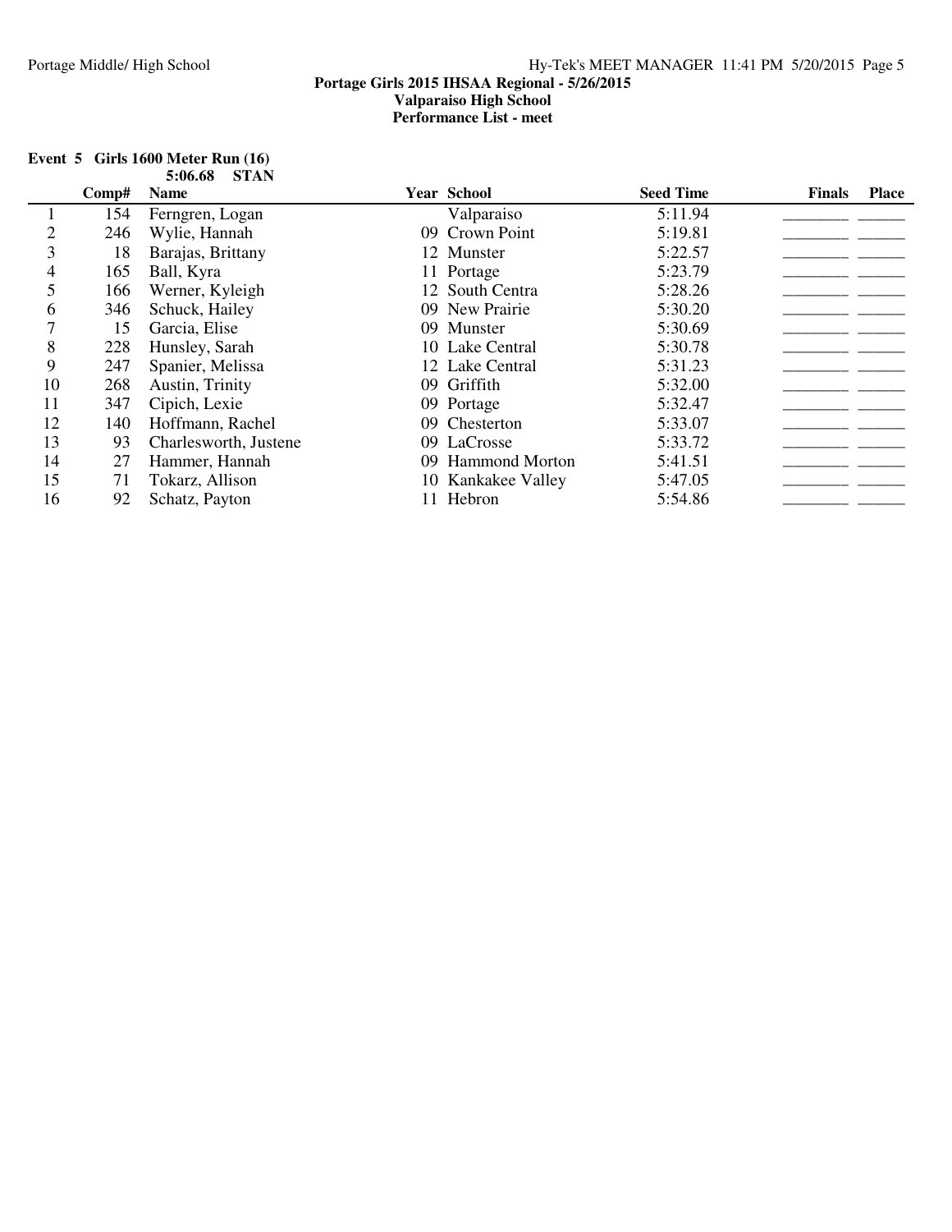**Portage Girls 2015 IHSAA Regional - 5/26/2015**
**Valparaiso High School**
**Performance List - meet**

**Event 5 Girls 1600 Meter Run (16)**
**5:06.68 STAN**

| | Comp# | Name | Year | School | Seed Time | Finals | Place |
|---|---|---|---|---|---|---|---|
| 1 | 154 | Ferngren, Logan | | Valparaiso | 5:11.94 | ________ | ______ |
| 2 | 246 | Wylie, Hannah | 09 | Crown Point | 5:19.81 | ________ | ______ |
| 3 | 18 | Barajas, Brittany | 12 | Munster | 5:22.57 | ________ | ______ |
| 4 | 165 | Ball, Kyra | 11 | Portage | 5:23.79 | ________ | ______ |
| 5 | 166 | Werner, Kyleigh | 12 | South Centra | 5:28.26 | ________ | ______ |
| 6 | 346 | Schuck, Hailey | 09 | New Prairie | 5:30.20 | ________ | ______ |
| 7 | 15 | Garcia, Elise | 09 | Munster | 5:30.69 | ________ | ______ |
| 8 | 228 | Hunsley, Sarah | 10 | Lake Central | 5:30.78 | ________ | ______ |
| 9 | 247 | Spanier, Melissa | 12 | Lake Central | 5:31.23 | ________ | ______ |
| 10 | 268 | Austin, Trinity | 09 | Griffith | 5:32.00 | ________ | ______ |
| 11 | 347 | Cipich, Lexie | 09 | Portage | 5:32.47 | ________ | ______ |
| 12 | 140 | Hoffmann, Rachel | 09 | Chesterton | 5:33.07 | ________ | ______ |
| 13 | 93 | Charlesworth, Justene | 09 | LaCrosse | 5:33.72 | ________ | ______ |
| 14 | 27 | Hammer, Hannah | 09 | Hammond Morton | 5:41.51 | ________ | ______ |
| 15 | 71 | Tokarz, Allison | 10 | Kankakee Valley | 5:47.05 | ________ | ______ |
| 16 | 92 | Schatz, Payton | 11 | Hebron | 5:54.86 | ________ | ______ |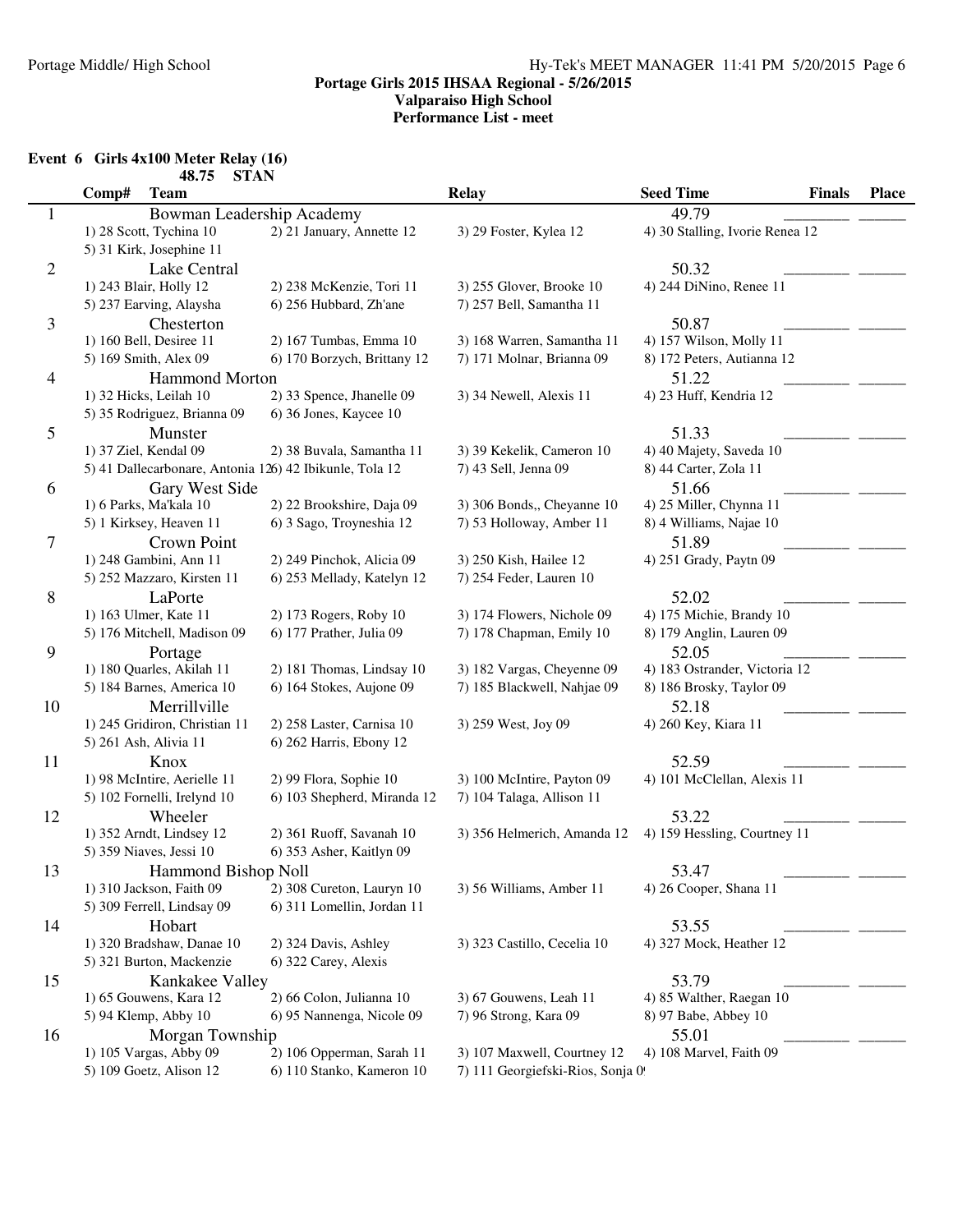Portage Middle/ High School

# Portage Girls 2015 IHSAA Regional - 5/26/2015
## Valparaiso High School
## Performance List - meet

### Event 6 Girls 4x100 Meter Relay (16)

48.75 STAN

| Comp# | Team | | Relay | Seed Time | Finals | Place |
|---|---|---|---|---|---|---|
| 1 | Bowman Leadership Academy | | | 49.79 | ________ | ______ |
| | 1) 28 Scott, Tychina 10 | 2) 21 January, Annette 12 | 3) 29 Foster, Kylea 12 | 4) 30 Stalling, Ivorie Renea 12 | | |
| | 5) 31 Kirk, Josephine 11 | | | | | |
| 2 | Lake Central | | | 50.32 | ________ | ______ |
| | 1) 243 Blair, Holly 12 | 2) 238 McKenzie, Tori 11 | 3) 255 Glover, Brooke 10 | 4) 244 DiNino, Renee 11 | | |
| | 5) 237 Earving, Alaysha | 6) 256 Hubbard, Zh'ane | 7) 257 Bell, Samantha 11 | | | |
| 3 | Chesterton | | | 50.87 | ________ | ______ |
| | 1) 160 Bell, Desiree 11 | 2) 167 Tumbas, Emma 10 | 3) 168 Warren, Samantha 11 | 4) 157 Wilson, Molly 11 | | |
| | 5) 169 Smith, Alex 09 | 6) 170 Borzych, Brittany 12 | 7) 171 Molnar, Brianna 09 | 8) 172 Peters, Autianna 12 | | |
| 4 | Hammond Morton | | | 51.22 | ________ | ______ |
| | 1) 32 Hicks, Leilah 10 | 2) 33 Spence, Jhanelle 09 | 3) 34 Newell, Alexis 11 | 4) 23 Huff, Kendria 12 | | |
| | 5) 35 Rodriguez, Brianna 09 | 6) 36 Jones, Kaycee 10 | | | | |
| 5 | Munster | | | 51.33 | ________ | ______ |
| | 1) 37 Ziel, Kendal 09 | 2) 38 Buvala, Samantha 11 | 3) 39 Kekelik, Cameron 10 | 4) 40 Majety, Saveda 10 | | |
| | 5) 41 Dallecarbonare, Antonia 12 | 6) 42 Ibikunle, Tola 12 | 7) 43 Sell, Jenna 09 | 8) 44 Carter, Zola 11 | | |
| 6 | Gary West Side | | | 51.66 | ________ | ______ |
| | 1) 6 Parks, Ma'kala 10 | 2) 22 Brookshire, Daja 09 | 3) 306 Bonds,, Cheyanne 10 | 4) 25 Miller, Chynna 11 | | |
| | 5) 1 Kirksey, Heaven 11 | 6) 3 Sago, Troyneshia 12 | 7) 53 Holloway, Amber 11 | 8) 4 Williams, Najae 10 | | |
| 7 | Crown Point | | | 51.89 | ________ | ______ |
| | 1) 248 Gambini, Ann 11 | 2) 249 Pinchok, Alicia 09 | 3) 250 Kish, Hailee 12 | 4) 251 Grady, Paytn 09 | | |
| | 5) 252 Mazzaro, Kirsten 11 | 6) 253 Mellady, Katelyn 12 | 7) 254 Feder, Lauren 10 | | | |
| 8 | LaPorte | | | 52.02 | ________ | ______ |
| | 1) 163 Ulmer, Kate 11 | 2) 173 Rogers, Roby 10 | 3) 174 Flowers, Nichole 09 | 4) 175 Michie, Brandy 10 | | |
| | 5) 176 Mitchell, Madison 09 | 6) 177 Prather, Julia 09 | 7) 178 Chapman, Emily 10 | 8) 179 Anglin, Lauren 09 | | |
| 9 | Portage | | | 52.05 | ________ | ______ |
| | 1) 180 Quarles, Akilah 11 | 2) 181 Thomas, Lindsay 10 | 3) 182 Vargas, Cheyenne 09 | 4) 183 Ostrander, Victoria 12 | | |
| | 5) 184 Barnes, America 10 | 6) 164 Stokes, Aujone 09 | 7) 185 Blackwell, Nahjae 09 | 8) 186 Brosky, Taylor 09 | | |
| 10 | Merrillville | | | 52.18 | ________ | ______ |
| | 1) 245 Gridiron, Christian 11 | 2) 258 Laster, Carnisa 10 | 3) 259 West, Joy 09 | 4) 260 Key, Kiara 11 | | |
| | 5) 261 Ash, Alivia 11 | 6) 262 Harris, Ebony 12 | | | | |
| 11 | Knox | | | 52.59 | ________ | ______ |
| | 1) 98 McIntire, Aerielle 11 | 2) 99 Flora, Sophie 10 | 3) 100 McIntire, Payton 09 | 4) 101 McClellan, Alexis 11 | | |
| | 5) 102 Fornelli, Irelynd 10 | 6) 103 Shepherd, Miranda 12 | 7) 104 Talaga, Allison 11 | | | |
| 12 | Wheeler | | | 53.22 | ________ | ______ |
| | 1) 352 Arndt, Lindsey 12 | 2) 361 Ruoff, Savanah 10 | 3) 356 Helmerich, Amanda 12 | 4) 159 Hessling, Courtney 11 | | |
| | 5) 359 Niaves, Jessi 10 | 6) 353 Asher, Kaitlyn 09 | | | | |
| 13 | Hammond Bishop Noll | | | 53.47 | ________ | ______ |
| | 1) 310 Jackson, Faith 09 | 2) 308 Cureton, Lauryn 10 | 3) 56 Williams, Amber 11 | 4) 26 Cooper, Shana 11 | | |
| | 5) 309 Ferrell, Lindsay 09 | 6) 311 Lomellin, Jordan 11 | | | | |
| 14 | Hobart | | | 53.55 | ________ | ______ |
| | 1) 320 Bradshaw, Danae 10 | 2) 324 Davis, Ashley | 3) 323 Castillo, Cecelia 10 | 4) 327 Mock, Heather 12 | | |
| | 5) 321 Burton, Mackenzie | 6) 322 Carey, Alexis | | | | |
| 15 | Kankakee Valley | | | 53.79 | ________ | ______ |
| | 1) 65 Gouwens, Kara 12 | 2) 66 Colon, Julianna 10 | 3) 67 Gouwens, Leah 11 | 4) 85 Walther, Raegan 10 | | |
| | 5) 94 Klemp, Abby 10 | 6) 95 Nannenga, Nicole 09 | 7) 96 Strong, Kara 09 | 8) 97 Babe, Abbey 10 | | |
| 16 | Morgan Township | | | 55.01 | ________ | ______ |
| | 1) 105 Vargas, Abby 09 | 2) 106 Opperman, Sarah 11 | 3) 107 Maxwell, Courtney 12 | 4) 108 Marvel, Faith 09 | | |
| | 5) 109 Goetz, Alison 12 | 6) 110 Stanko, Kameron 10 | 7) 111 Georgiefski-Rios, Sonja 0 | | | |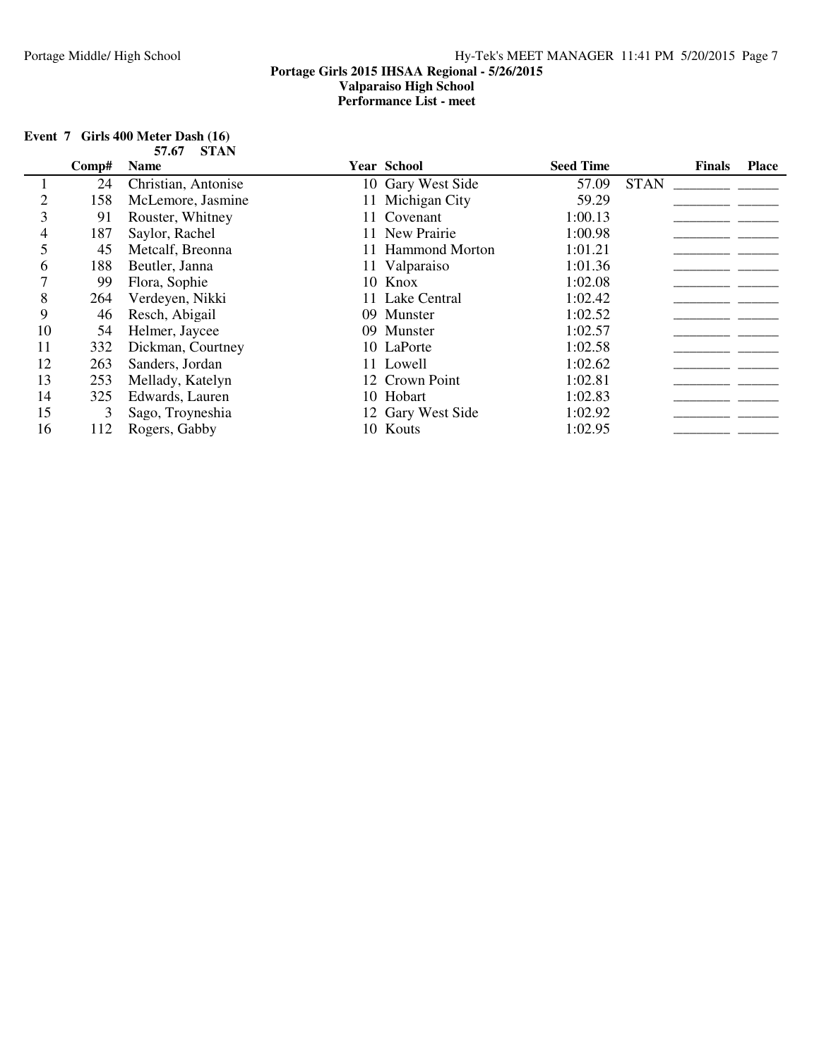**Portage Girls 2015 IHSAA Regional - 5/26/2015**
**Valparaiso High School**
**Performance List - meet**

**Event 7 Girls 400 Meter Dash (16)**

**57.67 STAN**

| | Comp# | Name | Year | School | Seed Time | | Finals | Place |
|---|---|---|---|---|---|---|---|---|
| 1 | 24 | Christian, Antonise | 10 | Gary West Side | 57.09 | STAN | ________ | ______ |
| 2 | 158 | McLemore, Jasmine | 11 | Michigan City | 59.29 | | ________ | ______ |
| 3 | 91 | Rouster, Whitney | 11 | Covenant | 1:00.13 | | ________ | ______ |
| 4 | 187 | Saylor, Rachel | 11 | New Prairie | 1:00.98 | | ________ | ______ |
| 5 | 45 | Metcalf, Breonna | 11 | Hammond Morton | 1:01.21 | | ________ | ______ |
| 6 | 188 | Beutler, Janna | 11 | Valparaiso | 1:01.36 | | ________ | ______ |
| 7 | 99 | Flora, Sophie | 10 | Knox | 1:02.08 | | ________ | ______ |
| 8 | 264 | Verdeyen, Nikki | 11 | Lake Central | 1:02.42 | | ________ | ______ |
| 9 | 46 | Resch, Abigail | 09 | Munster | 1:02.52 | | ________ | ______ |
| 10 | 54 | Helmer, Jaycee | 09 | Munster | 1:02.57 | | ________ | ______ |
| 11 | 332 | Dickman, Courtney | 10 | LaPorte | 1:02.58 | | ________ | ______ |
| 12 | 263 | Sanders, Jordan | 11 | Lowell | 1:02.62 | | ________ | ______ |
| 13 | 253 | Mellady, Katelyn | 12 | Crown Point | 1:02.81 | | ________ | ______ |
| 14 | 325 | Edwards, Lauren | 10 | Hobart | 1:02.83 | | ________ | ______ |
| 15 | 3 | Sago, Troyneshia | 12 | Gary West Side | 1:02.92 | | ________ | ______ |
| 16 | 112 | Rogers, Gabby | 10 | Kouts | 1:02.95 | | ________ | ______ |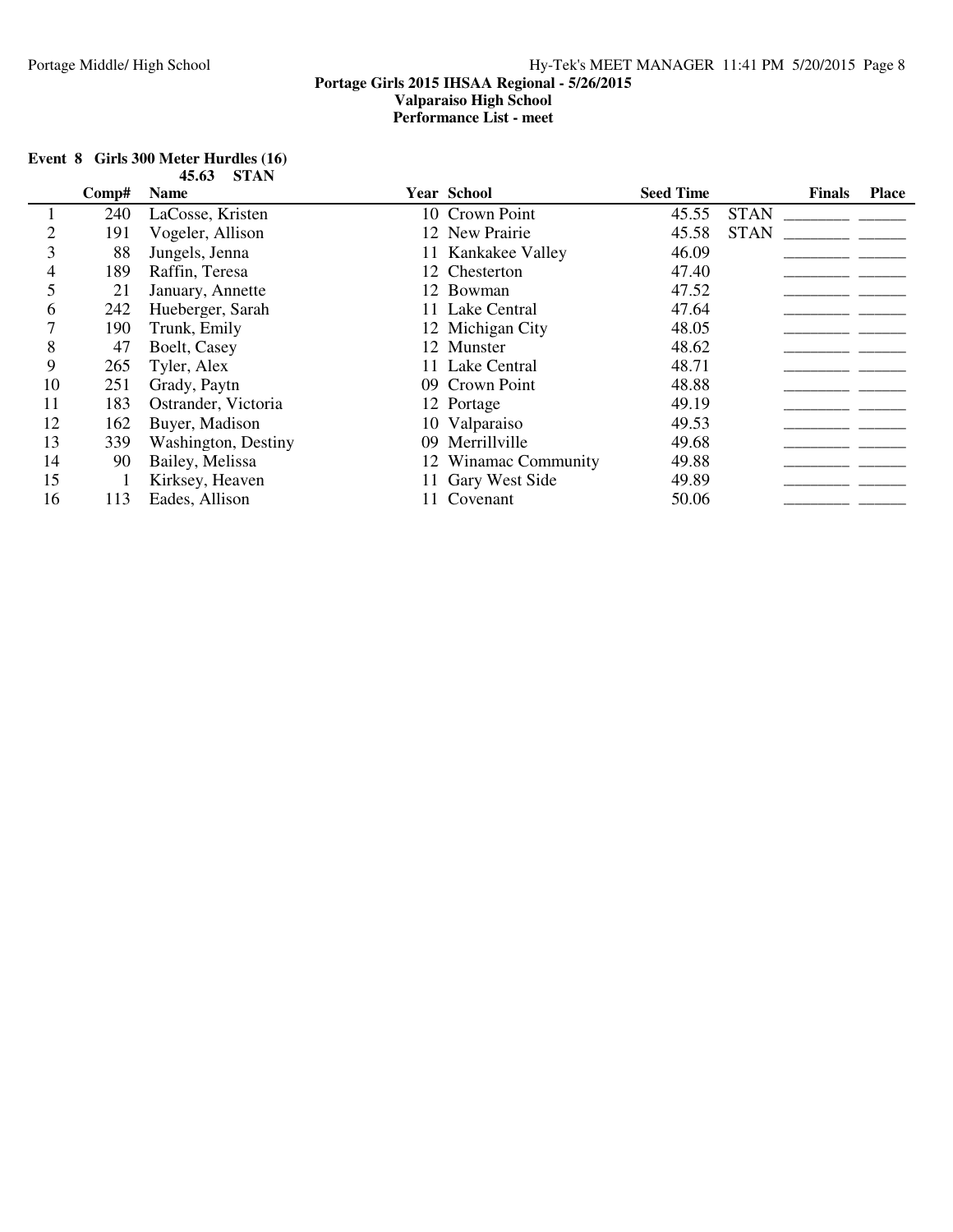**Portage Girls 2015 IHSAA Regional - 5/26/2015**
**Valparaiso High School**
**Performance List - meet**

**Event 8 Girls 300 Meter Hurdles (16)**

**45.63 STAN**

| | Comp# | Name | Year | School | Seed Time | | Finals | Place |
|---|---|---|---|---|---|---|---|---|
| 1 | 240 | LaCosse, Kristen | 10 | Crown Point | 45.55 | STAN | ________ | ______ |
| 2 | 191 | Vogeler, Allison | 12 | New Prairie | 45.58 | STAN | ________ | ______ |
| 3 | 88 | Jungels, Jenna | 11 | Kankakee Valley | 46.09 | | ________ | ______ |
| 4 | 189 | Raffin, Teresa | 12 | Chesterton | 47.40 | | ________ | ______ |
| 5 | 21 | January, Annette | 12 | Bowman | 47.52 | | ________ | ______ |
| 6 | 242 | Hueberger, Sarah | 11 | Lake Central | 47.64 | | ________ | ______ |
| 7 | 190 | Trunk, Emily | 12 | Michigan City | 48.05 | | ________ | ______ |
| 8 | 47 | Boelt, Casey | 12 | Munster | 48.62 | | ________ | ______ |
| 9 | 265 | Tyler, Alex | 11 | Lake Central | 48.71 | | ________ | ______ |
| 10 | 251 | Grady, Paytn | 09 | Crown Point | 48.88 | | ________ | ______ |
| 11 | 183 | Ostrander, Victoria | 12 | Portage | 49.19 | | ________ | ______ |
| 12 | 162 | Buyer, Madison | 10 | Valparaiso | 49.53 | | ________ | ______ |
| 13 | 339 | Washington, Destiny | 09 | Merrillville | 49.68 | | ________ | ______ |
| 14 | 90 | Bailey, Melissa | 12 | Winamac Community | 49.88 | | ________ | ______ |
| 15 | 1 | Kirksey, Heaven | 11 | Gary West Side | 49.89 | | ________ | ______ |
| 16 | 113 | Eades, Allison | 11 | Covenant | 50.06 | | ________ | ______ |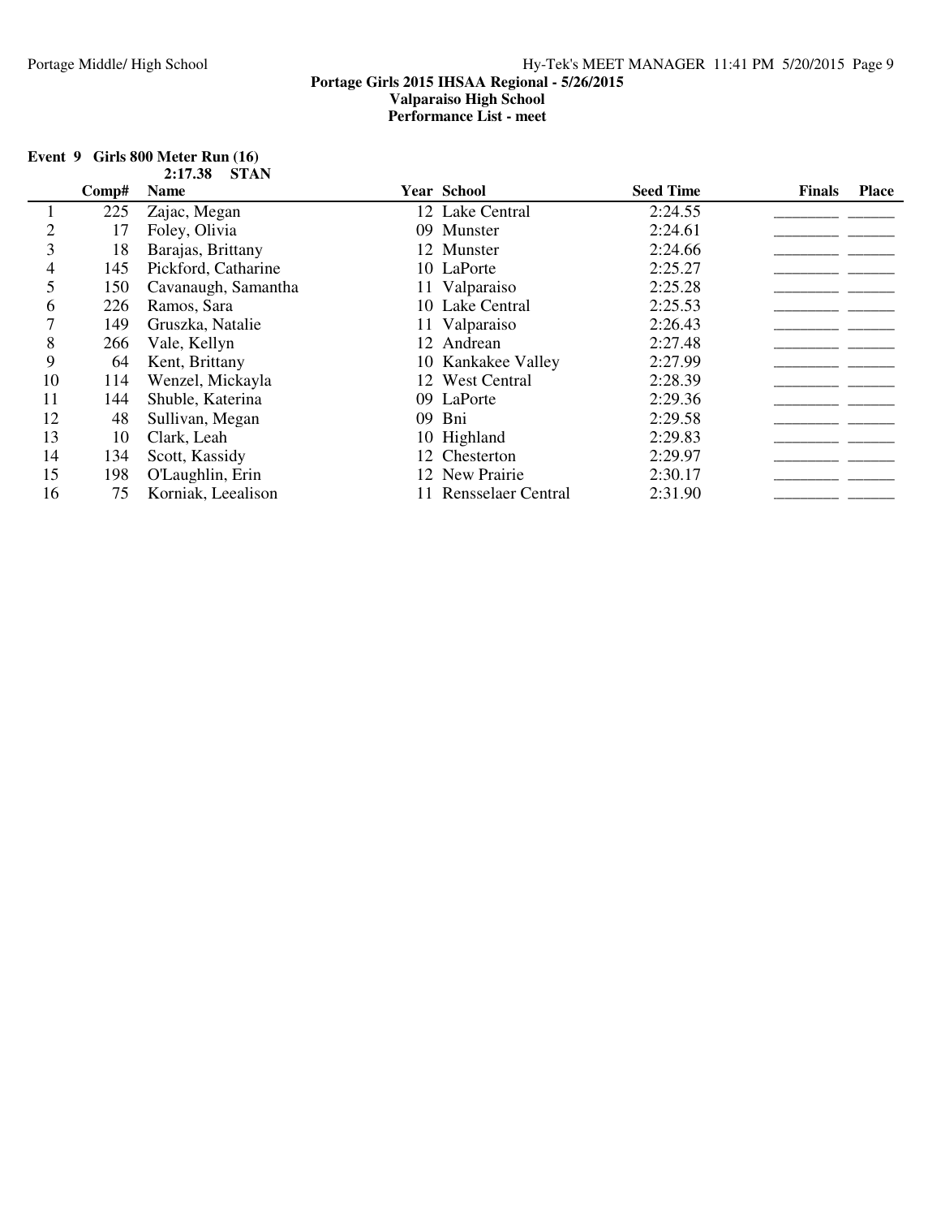**Portage Girls 2015 IHSAA Regional - 5/26/2015**
**Valparaiso High School**
**Performance List - meet**

### Event 9 Girls 800 Meter Run (16)

**2:17.38 STAN**

| | Comp# | Name | Year | School | Seed Time | Finals | Place |
|---|---|---|---|---|---|---|---|
| 1 | 225 | Zajac, Megan | 12 | Lake Central | 2:24.55 | ________ | ______ |
| 2 | 17 | Foley, Olivia | 09 | Munster | 2:24.61 | ________ | ______ |
| 3 | 18 | Barajas, Brittany | 12 | Munster | 2:24.66 | ________ | ______ |
| 4 | 145 | Pickford, Catharine | 10 | LaPorte | 2:25.27 | ________ | ______ |
| 5 | 150 | Cavanaugh, Samantha | 11 | Valparaiso | 2:25.28 | ________ | ______ |
| 6 | 226 | Ramos, Sara | 10 | Lake Central | 2:25.53 | ________ | ______ |
| 7 | 149 | Gruszka, Natalie | 11 | Valparaiso | 2:26.43 | ________ | ______ |
| 8 | 266 | Vale, Kellyn | 12 | Andrean | 2:27.48 | ________ | ______ |
| 9 | 64 | Kent, Brittany | 10 | Kankakee Valley | 2:27.99 | ________ | ______ |
| 10 | 114 | Wenzel, Mickayla | 12 | West Central | 2:28.39 | ________ | ______ |
| 11 | 144 | Shuble, Katerina | 09 | LaPorte | 2:29.36 | ________ | ______ |
| 12 | 48 | Sullivan, Megan | 09 | Bni | 2:29.58 | ________ | ______ |
| 13 | 10 | Clark, Leah | 10 | Highland | 2:29.83 | ________ | ______ |
| 14 | 134 | Scott, Kassidy | 12 | Chesterton | 2:29.97 | ________ | ______ |
| 15 | 198 | O'Laughlin, Erin | 12 | New Prairie | 2:30.17 | ________ | ______ |
| 16 | 75 | Korniak, Leealison | 11 | Rensselaer Central | 2:31.90 | ________ | ______ |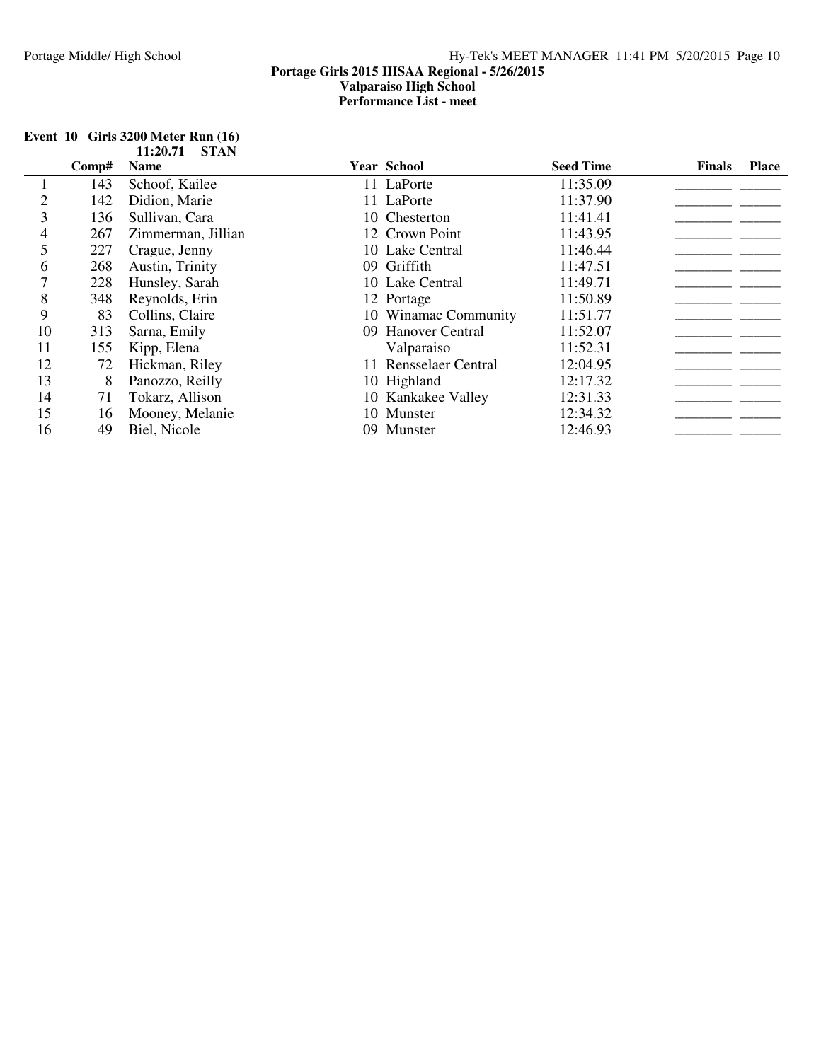**Portage Girls 2015 IHSAA Regional - 5/26/2015**
**Valparaiso High School**
**Performance List - meet**

**Event 10 Girls 3200 Meter Run (16)**
**11:20.71 STAN**

| | Comp# | Name | Year | School | Seed Time | Finals | Place |
|---|---|---|---|---|---|---|---|
| 1 | 143 | Schoof, Kailee | 11 | LaPorte | 11:35.09 | ________ | ______ |
| 2 | 142 | Didion, Marie | 11 | LaPorte | 11:37.90 | ________ | ______ |
| 3 | 136 | Sullivan, Cara | 10 | Chesterton | 11:41.41 | ________ | ______ |
| 4 | 267 | Zimmerman, Jillian | 12 | Crown Point | 11:43.95 | ________ | ______ |
| 5 | 227 | Crague, Jenny | 10 | Lake Central | 11:46.44 | ________ | ______ |
| 6 | 268 | Austin, Trinity | 09 | Griffith | 11:47.51 | ________ | ______ |
| 7 | 228 | Hunsley, Sarah | 10 | Lake Central | 11:49.71 | ________ | ______ |
| 8 | 348 | Reynolds, Erin | 12 | Portage | 11:50.89 | ________ | ______ |
| 9 | 83 | Collins, Claire | 10 | Winamac Community | 11:51.77 | ________ | ______ |
| 10 | 313 | Sarna, Emily | 09 | Hanover Central | 11:52.07 | ________ | ______ |
| 11 | 155 | Kipp, Elena | | Valparaiso | 11:52.31 | ________ | ______ |
| 12 | 72 | Hickman, Riley | 11 | Rensselaer Central | 12:04.95 | ________ | ______ |
| 13 | 8 | Panozzo, Reilly | 10 | Highland | 12:17.32 | ________ | ______ |
| 14 | 71 | Tokarz, Allison | 10 | Kankakee Valley | 12:31.33 | ________ | ______ |
| 15 | 16 | Mooney, Melanie | 10 | Munster | 12:34.32 | ________ | ______ |
| 16 | 49 | Biel, Nicole | 09 | Munster | 12:46.93 | ________ | ______ |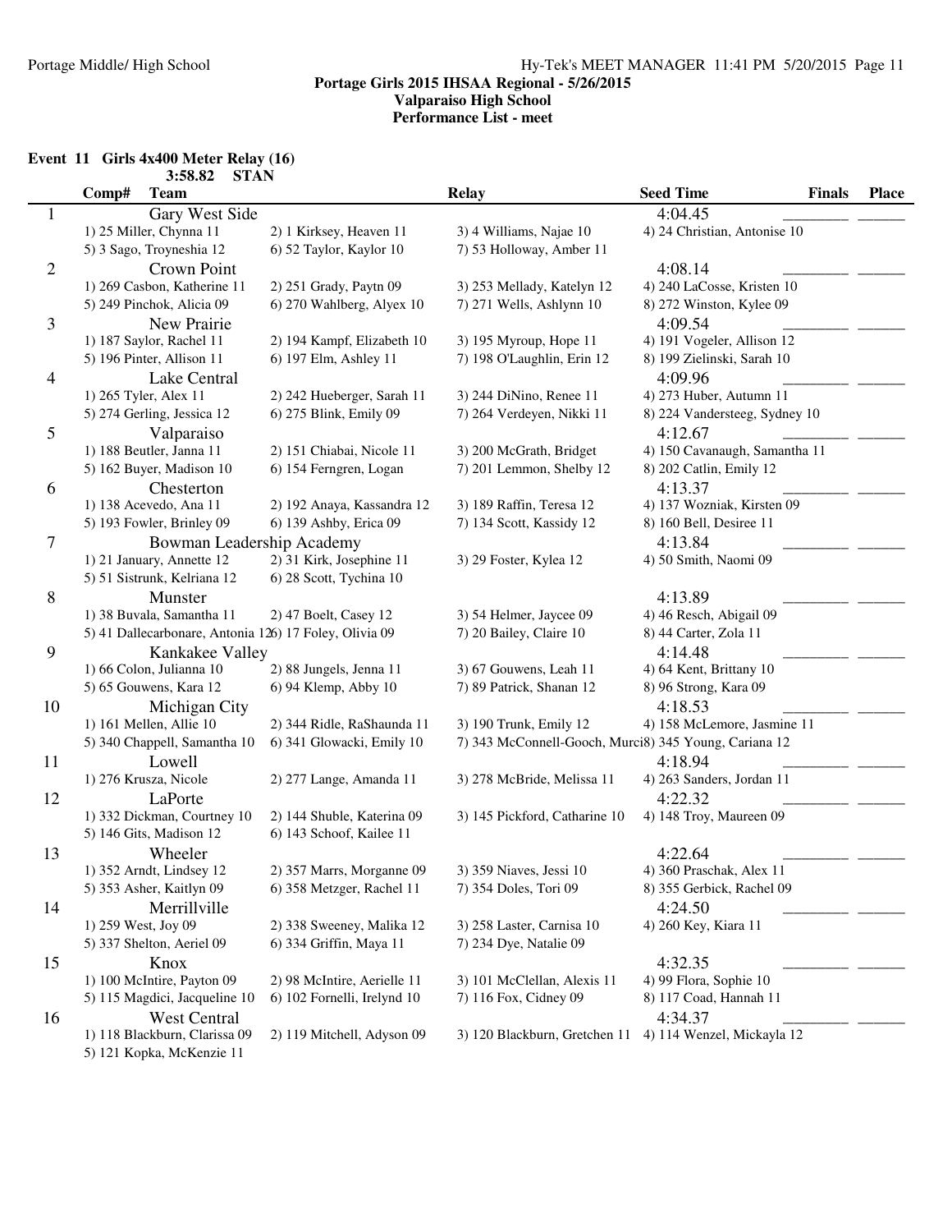## Portage Girls 2015 IHSAA Regional - 5/26/2015
### Valparaiso High School
### Performance List - meet

**Event 11 Girls 4x400 Meter Relay (16)**

**3:58.82 STAN**

| Comp# | Team | Relay | Seed Time | Finals | Place |
|---|---|---|---|---|---|
| 1 | Gary West Side | | 4:04.45 | ________ | ______ |
| | 1) 25 Miller, Chynna 11 | 2) 1 Kirksey, Heaven 11 | 3) 4 Williams, Najae 10 | 4) 24 Christian, Antonise 10 | |
| | 5) 3 Sago, Troyneshia 12 | 6) 52 Taylor, Kaylor 10 | 7) 53 Holloway, Amber 11 | | |
| 2 | Crown Point | | 4:08.14 | ________ | ______ |
| | 1) 269 Casbon, Katherine 11 | 2) 251 Grady, Paytn 09 | 3) 253 Mellady, Katelyn 12 | 4) 240 LaCosse, Kristen 10 | |
| | 5) 249 Pinchok, Alicia 09 | 6) 270 Wahlberg, Alyex 10 | 7) 271 Wells, Ashlynn 10 | 8) 272 Winston, Kylee 09 | |
| 3 | New Prairie | | 4:09.54 | ________ | ______ |
| | 1) 187 Saylor, Rachel 11 | 2) 194 Kampf, Elizabeth 10 | 3) 195 Myroup, Hope 11 | 4) 191 Vogeler, Allison 12 | |
| | 5) 196 Pinter, Allison 11 | 6) 197 Elm, Ashley 11 | 7) 198 O'Laughlin, Erin 12 | 8) 199 Zielinski, Sarah 10 | |
| 4 | Lake Central | | 4:09.96 | ________ | ______ |
| | 1) 265 Tyler, Alex 11 | 2) 242 Hueberger, Sarah 11 | 3) 244 DiNino, Renee 11 | 4) 273 Huber, Autumn 11 | |
| | 5) 274 Gerling, Jessica 12 | 6) 275 Blink, Emily 09 | 7) 264 Verdeyen, Nikki 11 | 8) 224 Vandersteeg, Sydney 10 | |
| 5 | Valparaiso | | 4:12.67 | ________ | ______ |
| | 1) 188 Beutler, Janna 11 | 2) 151 Chiabai, Nicole 11 | 3) 200 McGrath, Bridget | 4) 150 Cavanaugh, Samantha 11 | |
| | 5) 162 Buyer, Madison 10 | 6) 154 Ferngren, Logan | 7) 201 Lemmon, Shelby 12 | 8) 202 Catlin, Emily 12 | |
| 6 | Chesterton | | 4:13.37 | ________ | ______ |
| | 1) 138 Acevedo, Ana 11 | 2) 192 Anaya, Kassandra 12 | 3) 189 Raffin, Teresa 12 | 4) 137 Wozniak, Kirsten 09 | |
| | 5) 193 Fowler, Brinley 09 | 6) 139 Ashby, Erica 09 | 7) 134 Scott, Kassidy 12 | 8) 160 Bell, Desiree 11 | |
| 7 | Bowman Leadership Academy | | 4:13.84 | ________ | ______ |
| | 1) 21 January, Annette 12 | 2) 31 Kirk, Josephine 11 | 3) 29 Foster, Kylea 12 | 4) 50 Smith, Naomi 09 | |
| | 5) 51 Sistrunk, Kelriana 12 | 6) 28 Scott, Tychina 10 | | | |
| 8 | Munster | | 4:13.89 | ________ | ______ |
| | 1) 38 Buvala, Samantha 11 | 2) 47 Boelt, Casey 12 | 3) 54 Helmer, Jaycee 09 | 4) 46 Resch, Abigail 09 | |
| | 5) 41 Dallecarbonare, Antonia 12 | 6) 17 Foley, Olivia 09 | 7) 20 Bailey, Claire 10 | 8) 44 Carter, Zola 11 | |
| 9 | Kankakee Valley | | 4:14.48 | ________ | ______ |
| | 1) 66 Colon, Julianna 10 | 2) 88 Jungels, Jenna 11 | 3) 67 Gouwens, Leah 11 | 4) 64 Kent, Brittany 10 | |
| | 5) 65 Gouwens, Kara 12 | 6) 94 Klemp, Abby 10 | 7) 89 Patrick, Shanan 12 | 8) 96 Strong, Kara 09 | |
| 10 | Michigan City | | 4:18.53 | ________ | ______ |
| | 1) 161 Mellen, Allie 10 | 2) 344 Ridle, RaShaunda 11 | 3) 190 Trunk, Emily 12 | 4) 158 McLemore, Jasmine 11 | |
| | 5) 340 Chappell, Samantha 10 | 6) 341 Glowacki, Emily 10 | 7) 343 McConnell-Gooch, Murci | 8) 345 Young, Cariana 12 | |
| 11 | Lowell | | 4:18.94 | ________ | ______ |
| | 1) 276 Krusza, Nicole | 2) 277 Lange, Amanda 11 | 3) 278 McBride, Melissa 11 | 4) 263 Sanders, Jordan 11 | |
| 12 | LaPorte | | 4:22.32 | ________ | ______ |
| | 1) 332 Dickman, Courtney 10 | 2) 144 Shuble, Katerina 09 | 3) 145 Pickford, Catharine 10 | 4) 148 Troy, Maureen 09 | |
| | 5) 146 Gits, Madison 12 | 6) 143 Schoof, Kailee 11 | | | |
| 13 | Wheeler | | 4:22.64 | ________ | ______ |
| | 1) 352 Arndt, Lindsey 12 | 2) 357 Marrs, Morganne 09 | 3) 359 Niaves, Jessi 10 | 4) 360 Praschak, Alex 11 | |
| | 5) 353 Asher, Kaitlyn 09 | 6) 358 Metzger, Rachel 11 | 7) 354 Doles, Tori 09 | 8) 355 Gerbick, Rachel 09 | |
| 14 | Merrillville | | 4:24.50 | ________ | ______ |
| | 1) 259 West, Joy 09 | 2) 338 Sweeney, Malika 12 | 3) 258 Laster, Carnisa 10 | 4) 260 Key, Kiara 11 | |
| | 5) 337 Shelton, Aeriel 09 | 6) 334 Griffin, Maya 11 | 7) 234 Dye, Natalie 09 | | |
| 15 | Knox | | 4:32.35 | ________ | ______ |
| | 1) 100 McIntire, Payton 09 | 2) 98 McIntire, Aerielle 11 | 3) 101 McClellan, Alexis 11 | 4) 99 Flora, Sophie 10 | |
| | 5) 115 Magdici, Jacqueline 10 | 6) 102 Fornelli, Irelynd 10 | 7) 116 Fox, Cidney 09 | 8) 117 Coad, Hannah 11 | |
| 16 | West Central | | 4:34.37 | ________ | ______ |
| | 1) 118 Blackburn, Clarissa 09 | 2) 119 Mitchell, Adyson 09 | 3) 120 Blackburn, Gretchen 11 | 4) 114 Wenzel, Mickayla 12 | |
| | 5) 121 Kopka, McKenzie 11 | | | | |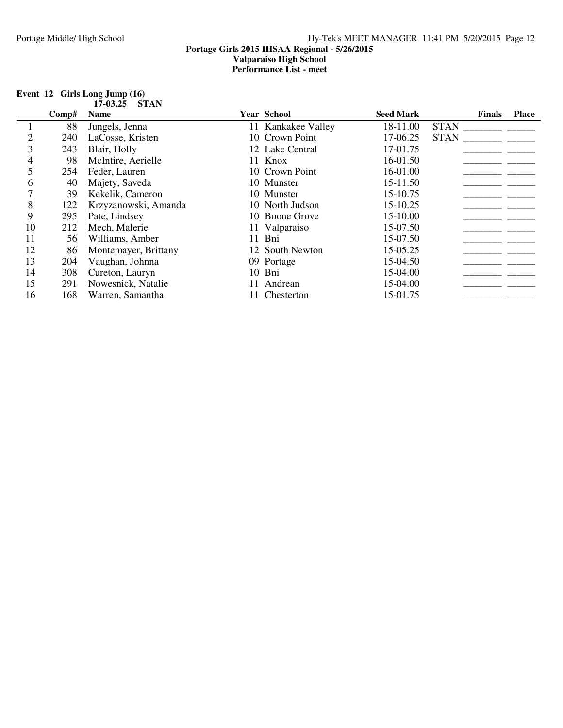**Portage Girls 2015 IHSAA Regional - 5/26/2015**
**Valparaiso High School**
**Performance List - meet**

**Event 12 Girls Long Jump (16)**
**17-03.25 STAN**

| | Comp# | Name | Year | School | Seed Mark | Finals | Place |
|---|---|---|---|---|---|---|---|
| 1 | 88 | Jungels, Jenna | 11 | Kankakee Valley | 18-11.00 | STAN ________ | ______ |
| 2 | 240 | LaCosse, Kristen | 10 | Crown Point | 17-06.25 | STAN ________ | ______ |
| 3 | 243 | Blair, Holly | 12 | Lake Central | 17-01.75 | ________ | ______ |
| 4 | 98 | McIntire, Aerielle | 11 | Knox | 16-01.50 | ________ | ______ |
| 5 | 254 | Feder, Lauren | 10 | Crown Point | 16-01.00 | ________ | ______ |
| 6 | 40 | Majety, Saveda | 10 | Munster | 15-11.50 | ________ | ______ |
| 7 | 39 | Kekelik, Cameron | 10 | Munster | 15-10.75 | ________ | ______ |
| 8 | 122 | Krzyzanowski, Amanda | 10 | North Judson | 15-10.25 | ________ | ______ |
| 9 | 295 | Pate, Lindsey | 10 | Boone Grove | 15-10.00 | ________ | ______ |
| 10 | 212 | Mech, Malerie | 11 | Valparaiso | 15-07.50 | ________ | ______ |
| 11 | 56 | Williams, Amber | 11 | Bni | 15-07.50 | ________ | ______ |
| 12 | 86 | Montemayer, Brittany | 12 | South Newton | 15-05.25 | ________ | ______ |
| 13 | 204 | Vaughan, Johnna | 09 | Portage | 15-04.50 | ________ | ______ |
| 14 | 308 | Cureton, Lauryn | 10 | Bni | 15-04.00 | ________ | ______ |
| 15 | 291 | Nowesnick, Natalie | 11 | Andrean | 15-04.00 | ________ | ______ |
| 16 | 168 | Warren, Samantha | 11 | Chesterton | 15-01.75 | ________ | ______ |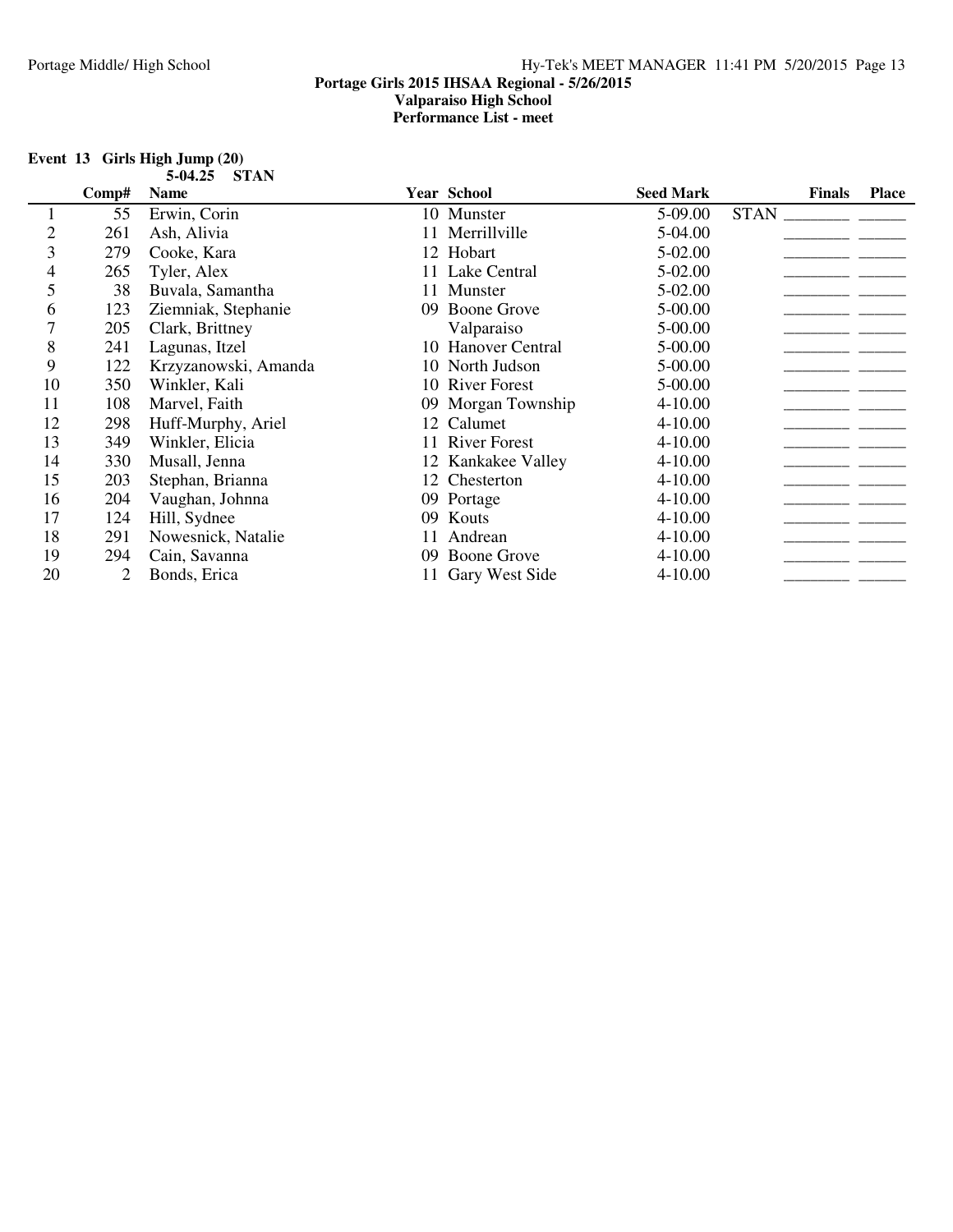**Portage Girls 2015 IHSAA Regional - 5/26/2015**
**Valparaiso High School**
**Performance List - meet**

**Event 13 Girls High Jump (20)**

**5-04.25 STAN**

| | Comp# | Name | Year | School | Seed Mark | | Finals | Place |
|---|---|---|---|---|---|---|---|---|
| 1 | 55 | Erwin, Corin | 10 | Munster | 5-09.00 | STAN | _______ | _____ |
| 2 | 261 | Ash, Alivia | 11 | Merrillville | 5-04.00 | | _______ | _____ |
| 3 | 279 | Cooke, Kara | 12 | Hobart | 5-02.00 | | _______ | _____ |
| 4 | 265 | Tyler, Alex | 11 | Lake Central | 5-02.00 | | _______ | _____ |
| 5 | 38 | Buvala, Samantha | 11 | Munster | 5-02.00 | | _______ | _____ |
| 6 | 123 | Ziemniak, Stephanie | 09 | Boone Grove | 5-00.00 | | _______ | _____ |
| 7 | 205 | Clark, Brittney | | Valparaiso | 5-00.00 | | _______ | _____ |
| 8 | 241 | Lagunas, Itzel | 10 | Hanover Central | 5-00.00 | | _______ | _____ |
| 9 | 122 | Krzyzanowski, Amanda | 10 | North Judson | 5-00.00 | | _______ | _____ |
| 10 | 350 | Winkler, Kali | 10 | River Forest | 5-00.00 | | _______ | _____ |
| 11 | 108 | Marvel, Faith | 09 | Morgan Township | 4-10.00 | | _______ | _____ |
| 12 | 298 | Huff-Murphy, Ariel | 12 | Calumet | 4-10.00 | | _______ | _____ |
| 13 | 349 | Winkler, Elicia | 11 | River Forest | 4-10.00 | | _______ | _____ |
| 14 | 330 | Musall, Jenna | 12 | Kankakee Valley | 4-10.00 | | _______ | _____ |
| 15 | 203 | Stephan, Brianna | 12 | Chesterton | 4-10.00 | | _______ | _____ |
| 16 | 204 | Vaughan, Johnna | 09 | Portage | 4-10.00 | | _______ | _____ |
| 17 | 124 | Hill, Sydnee | 09 | Kouts | 4-10.00 | | _______ | _____ |
| 18 | 291 | Nowesnick, Natalie | 11 | Andrean | 4-10.00 | | _______ | _____ |
| 19 | 294 | Cain, Savanna | 09 | Boone Grove | 4-10.00 | | _______ | _____ |
| 20 | 2 | Bonds, Erica | 11 | Gary West Side | 4-10.00 | | _______ | _____ |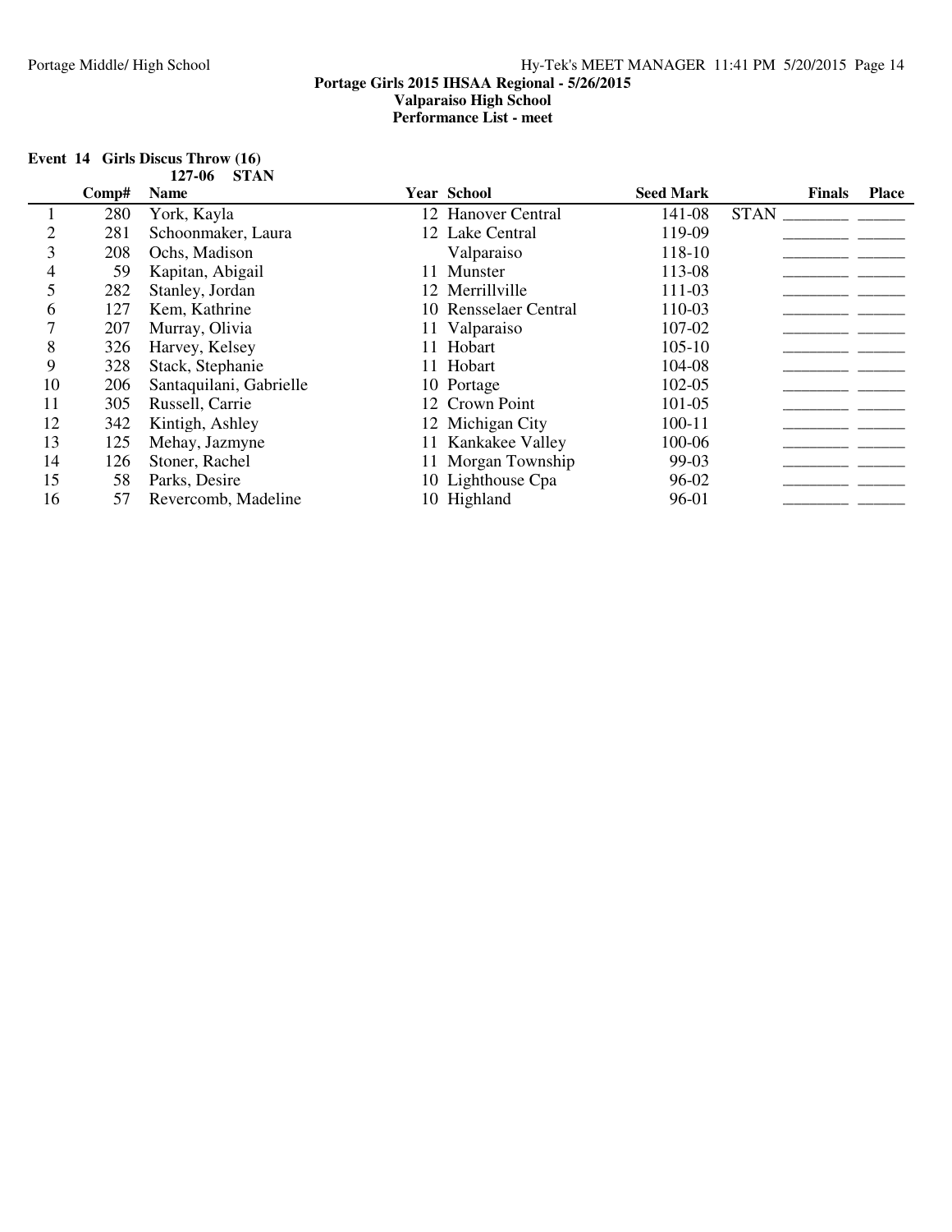**Portage Girls 2015 IHSAA Regional - 5/26/2015**
**Valparaiso High School**
**Performance List - meet**

**Event 14 Girls Discus Throw (16)**
**127-06 STAN**

| | Comp# | Name | Year | School | Seed Mark | | Finals | Place |
|---|---|---|---|---|---|---|---|---|
| 1 | 280 | York, Kayla | 12 | Hanover Central | 141-08 | STAN | ________ | ______ |
| 2 | 281 | Schoonmaker, Laura | 12 | Lake Central | 119-09 | | ________ | ______ |
| 3 | 208 | Ochs, Madison | | Valparaiso | 118-10 | | ________ | ______ |
| 4 | 59 | Kapitan, Abigail | 11 | Munster | 113-08 | | ________ | ______ |
| 5 | 282 | Stanley, Jordan | 12 | Merrillville | 111-03 | | ________ | ______ |
| 6 | 127 | Kem, Kathrine | 10 | Rensselaer Central | 110-03 | | ________ | ______ |
| 7 | 207 | Murray, Olivia | 11 | Valparaiso | 107-02 | | ________ | ______ |
| 8 | 326 | Harvey, Kelsey | 11 | Hobart | 105-10 | | ________ | ______ |
| 9 | 328 | Stack, Stephanie | 11 | Hobart | 104-08 | | ________ | ______ |
| 10 | 206 | Santaquilani, Gabrielle | 10 | Portage | 102-05 | | ________ | ______ |
| 11 | 305 | Russell, Carrie | 12 | Crown Point | 101-05 | | ________ | ______ |
| 12 | 342 | Kintigh, Ashley | 12 | Michigan City | 100-11 | | ________ | ______ |
| 13 | 125 | Mehay, Jazmyne | 11 | Kankakee Valley | 100-06 | | ________ | ______ |
| 14 | 126 | Stoner, Rachel | 11 | Morgan Township | 99-03 | | ________ | ______ |
| 15 | 58 | Parks, Desire | 10 | Lighthouse Cpa | 96-02 | | ________ | ______ |
| 16 | 57 | Revercomb, Madeline | 10 | Highland | 96-01 | | ________ | ______ |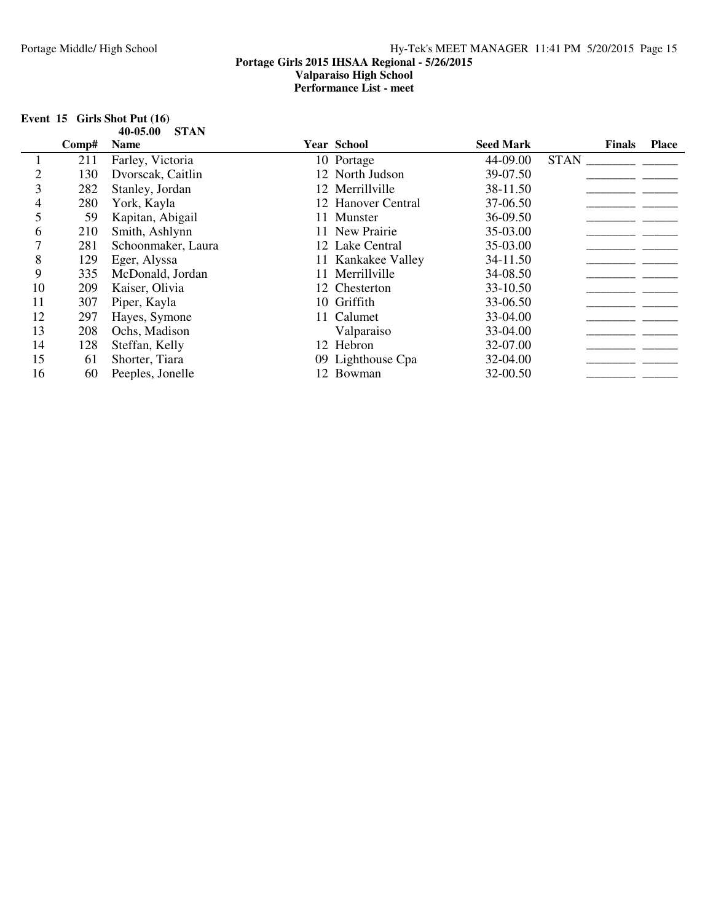**Portage Girls 2015 IHSAA Regional - 5/26/2015**
**Valparaiso High School**
**Performance List - meet**

**Event 15 Girls Shot Put (16)**

**40-05.00 STAN**

| | Comp# | Name | Year | School | Seed Mark | Finals | Place |
|---|---|---|---|---|---|---|---|
| 1 | 211 | Farley, Victoria | 10 | Portage | 44-09.00 | STAN ________ | ______ |
| 2 | 130 | Dvorscak, Caitlin | 12 | North Judson | 39-07.50 | ________ | ______ |
| 3 | 282 | Stanley, Jordan | 12 | Merrillville | 38-11.50 | ________ | ______ |
| 4 | 280 | York, Kayla | 12 | Hanover Central | 37-06.50 | ________ | ______ |
| 5 | 59 | Kapitan, Abigail | 11 | Munster | 36-09.50 | ________ | ______ |
| 6 | 210 | Smith, Ashlynn | 11 | New Prairie | 35-03.00 | ________ | ______ |
| 7 | 281 | Schoonmaker, Laura | 12 | Lake Central | 35-03.00 | ________ | ______ |
| 8 | 129 | Eger, Alyssa | 11 | Kankakee Valley | 34-11.50 | ________ | ______ |
| 9 | 335 | McDonald, Jordan | 11 | Merrillville | 34-08.50 | ________ | ______ |
| 10 | 209 | Kaiser, Olivia | 12 | Chesterton | 33-10.50 | ________ | ______ |
| 11 | 307 | Piper, Kayla | 10 | Griffith | 33-06.50 | ________ | ______ |
| 12 | 297 | Hayes, Symone | 11 | Calumet | 33-04.00 | ________ | ______ |
| 13 | 208 | Ochs, Madison | | Valparaiso | 33-04.00 | ________ | ______ |
| 14 | 128 | Steffan, Kelly | 12 | Hebron | 32-07.00 | ________ | ______ |
| 15 | 61 | Shorter, Tiara | 09 | Lighthouse Cpa | 32-04.00 | ________ | ______ |
| 16 | 60 | Peeples, Jonelle | 12 | Bowman | 32-00.50 | ________ | ______ |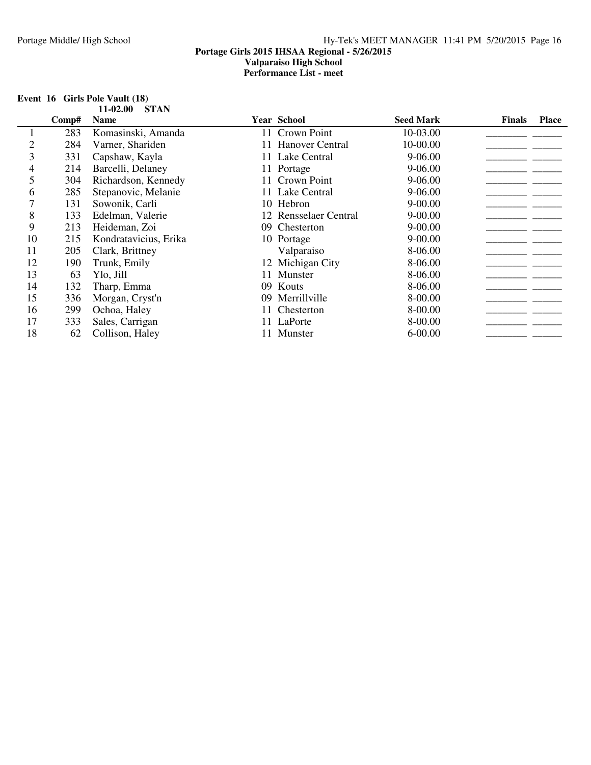**Portage Girls 2015 IHSAA Regional - 5/26/2015**
**Valparaiso High School**
**Performance List - meet**

**Event 16 Girls Pole Vault (18)**

**11-02.00 STAN**

| | Comp# | Name | Year | School | Seed Mark | Finals | Place |
|---|---|---|---|---|---|---|---|
| 1 | 283 | Komasinski, Amanda | 11 | Crown Point | 10-03.00 | ________ | ______ |
| 2 | 284 | Varner, Shariden | 11 | Hanover Central | 10-00.00 | ________ | ______ |
| 3 | 331 | Capshaw, Kayla | 11 | Lake Central | 9-06.00 | ________ | ______ |
| 4 | 214 | Barcelli, Delaney | 11 | Portage | 9-06.00 | ________ | ______ |
| 5 | 304 | Richardson, Kennedy | 11 | Crown Point | 9-06.00 | ________ | ______ |
| 6 | 285 | Stepanovic, Melanie | 11 | Lake Central | 9-06.00 | ________ | ______ |
| 7 | 131 | Sowonik, Carli | 10 | Hebron | 9-00.00 | ________ | ______ |
| 8 | 133 | Edelman, Valerie | 12 | Rensselaer Central | 9-00.00 | ________ | ______ |
| 9 | 213 | Heideman, Zoi | 09 | Chesterton | 9-00.00 | ________ | ______ |
| 10 | 215 | Kondratavicius, Erika | 10 | Portage | 9-00.00 | ________ | ______ |
| 11 | 205 | Clark, Brittney | | Valparaiso | 8-06.00 | ________ | ______ |
| 12 | 190 | Trunk, Emily | 12 | Michigan City | 8-06.00 | ________ | ______ |
| 13 | 63 | Ylo, Jill | 11 | Munster | 8-06.00 | ________ | ______ |
| 14 | 132 | Tharp, Emma | 09 | Kouts | 8-06.00 | ________ | ______ |
| 15 | 336 | Morgan, Cryst'n | 09 | Merrillville | 8-00.00 | ________ | ______ |
| 16 | 299 | Ochoa, Haley | 11 | Chesterton | 8-00.00 | ________ | ______ |
| 17 | 333 | Sales, Carrigan | 11 | LaPorte | 8-00.00 | ________ | ______ |
| 18 | 62 | Collison, Haley | 11 | Munster | 6-00.00 | ________ | ______ |